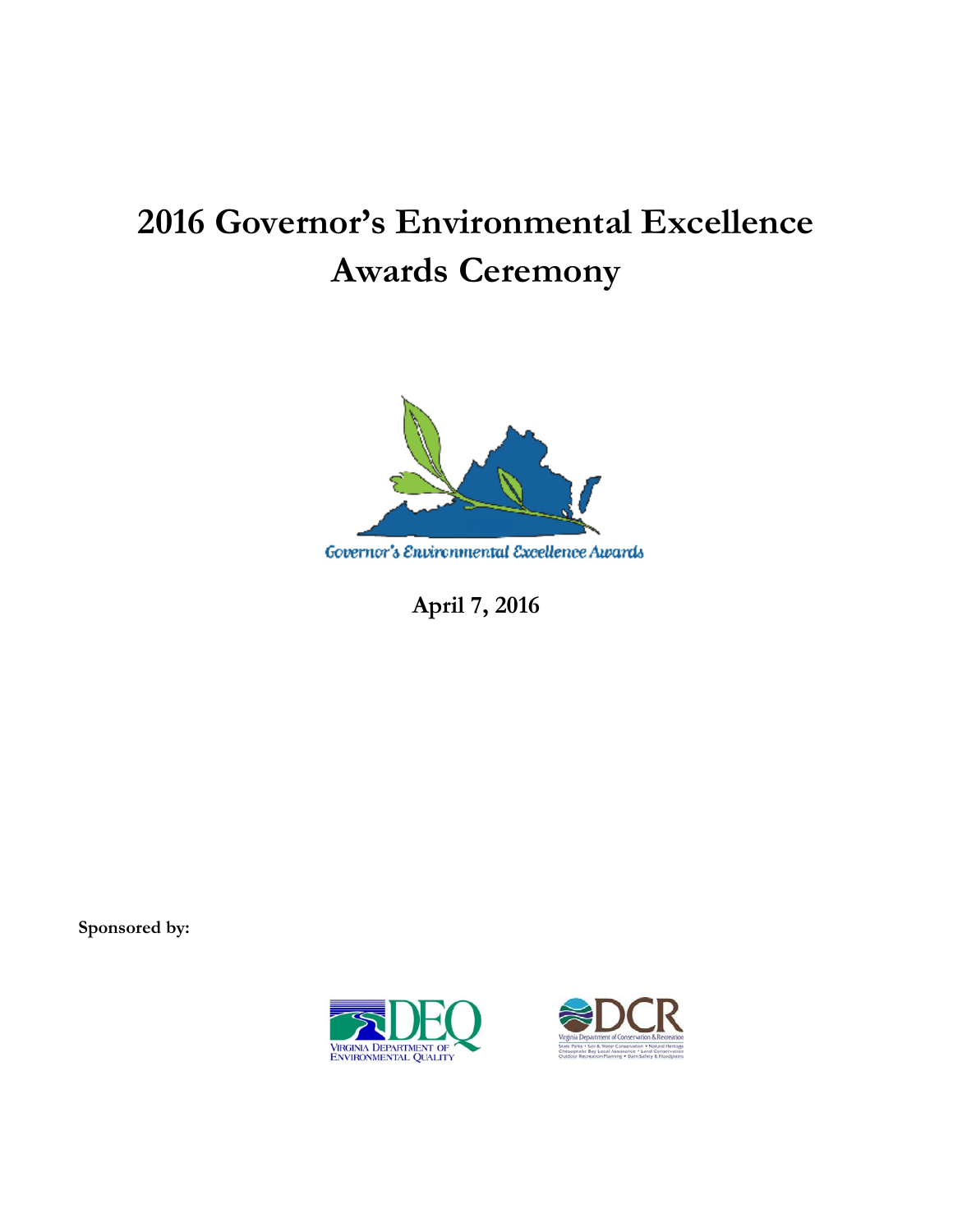# 2016 Governor's Environmental Excellence Awards Ceremony

Governor's Environmental Excellence Awards

**April 7, 2016**

**Sponsored by:**

VIRGINIA DEPARTMENT OF ENVIRONMENTAL QUALITY

Virginia Department of Conservation & Recreation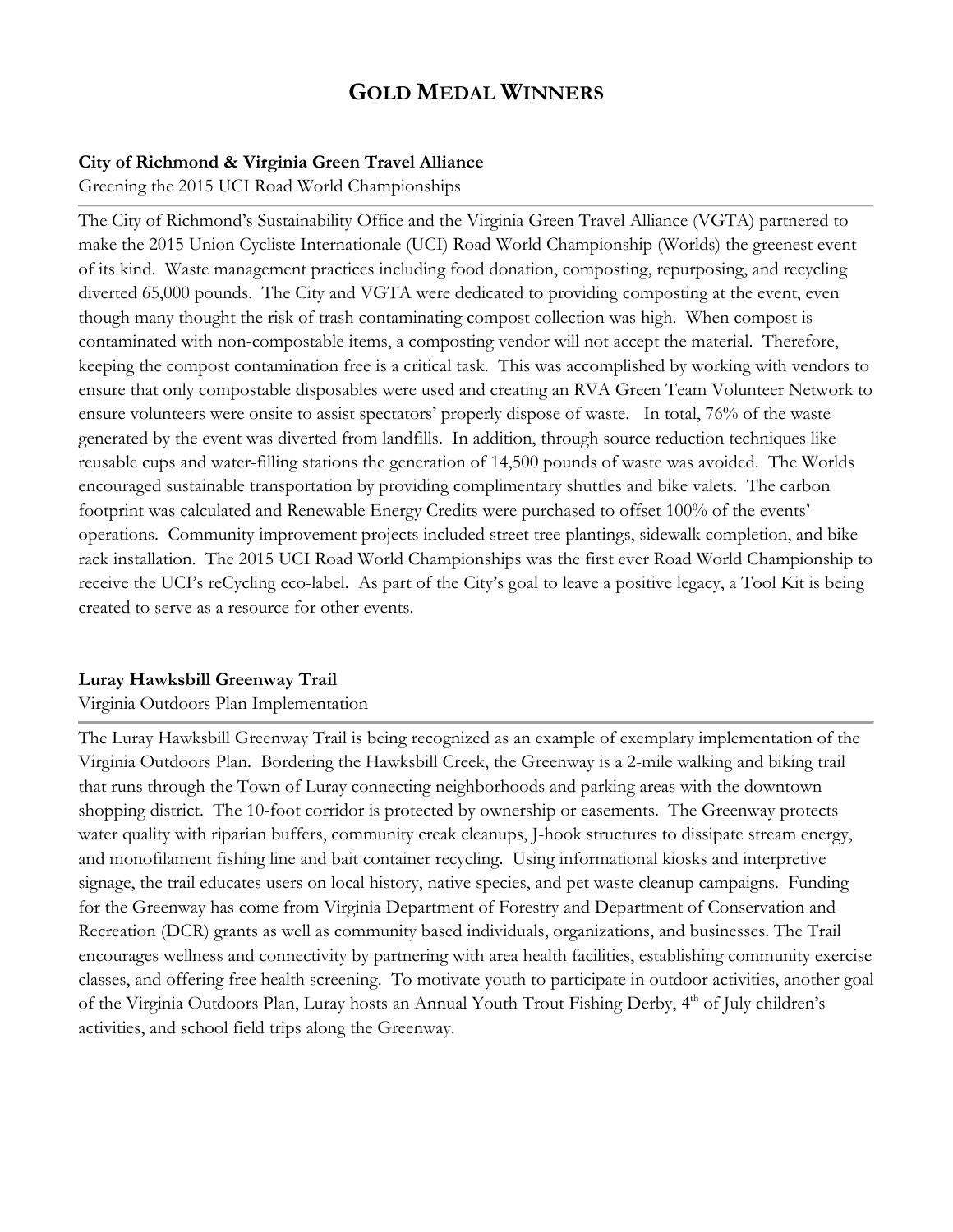# GOLD MEDAL WINNERS

**City of Richmond & Virginia Green Travel Alliance**

Greening the 2015 UCI Road World Championships

---

The City of Richmond's Sustainability Office and the Virginia Green Travel Alliance (VGTA) partnered to make the 2015 Union Cycliste Internationale (UCI) Road World Championship (Worlds) the greenest event of its kind. Waste management practices including food donation, composting, repurposing, and recycling diverted 65,000 pounds. The City and VGTA were dedicated to providing composting at the event, even though many thought the risk of trash contaminating compost collection was high. When compost is contaminated with non-compostable items, a composting vendor will not accept the material. Therefore, keeping the compost contamination free is a critical task. This was accomplished by working with vendors to ensure that only compostable disposables were used and creating an RVA Green Team Volunteer Network to ensure volunteers were onsite to assist spectators' properly dispose of waste. In total, 76% of the waste generated by the event was diverted from landfills. In addition, through source reduction techniques like reusable cups and water-filling stations the generation of 14,500 pounds of waste was avoided. The Worlds encouraged sustainable transportation by providing complimentary shuttles and bike valets. The carbon footprint was calculated and Renewable Energy Credits were purchased to offset 100% of the events' operations. Community improvement projects included street tree plantings, sidewalk completion, and bike rack installation. The 2015 UCI Road World Championships was the first ever Road World Championship to receive the UCI's reCycling eco-label. As part of the City's goal to leave a positive legacy, a Tool Kit is being created to serve as a resource for other events.

**Luray Hawksbill Greenway Trail**

Virginia Outdoors Plan Implementation

---

The Luray Hawksbill Greenway Trail is being recognized as an example of exemplary implementation of the Virginia Outdoors Plan. Bordering the Hawksbill Creek, the Greenway is a 2-mile walking and biking trail that runs through the Town of Luray connecting neighborhoods and parking areas with the downtown shopping district. The 10-foot corridor is protected by ownership or easements. The Greenway protects water quality with riparian buffers, community creak cleanups, J-hook structures to dissipate stream energy, and monofilament fishing line and bait container recycling. Using informational kiosks and interpretive signage, the trail educates users on local history, native species, and pet waste cleanup campaigns. Funding for the Greenway has come from Virginia Department of Forestry and Department of Conservation and Recreation (DCR) grants as well as community based individuals, organizations, and businesses. The Trail encourages wellness and connectivity by partnering with area health facilities, establishing community exercise classes, and offering free health screening. To motivate youth to participate in outdoor activities, another goal of the Virginia Outdoors Plan, Luray hosts an Annual Youth Trout Fishing Derby, 4th of July children's activities, and school field trips along the Greenway.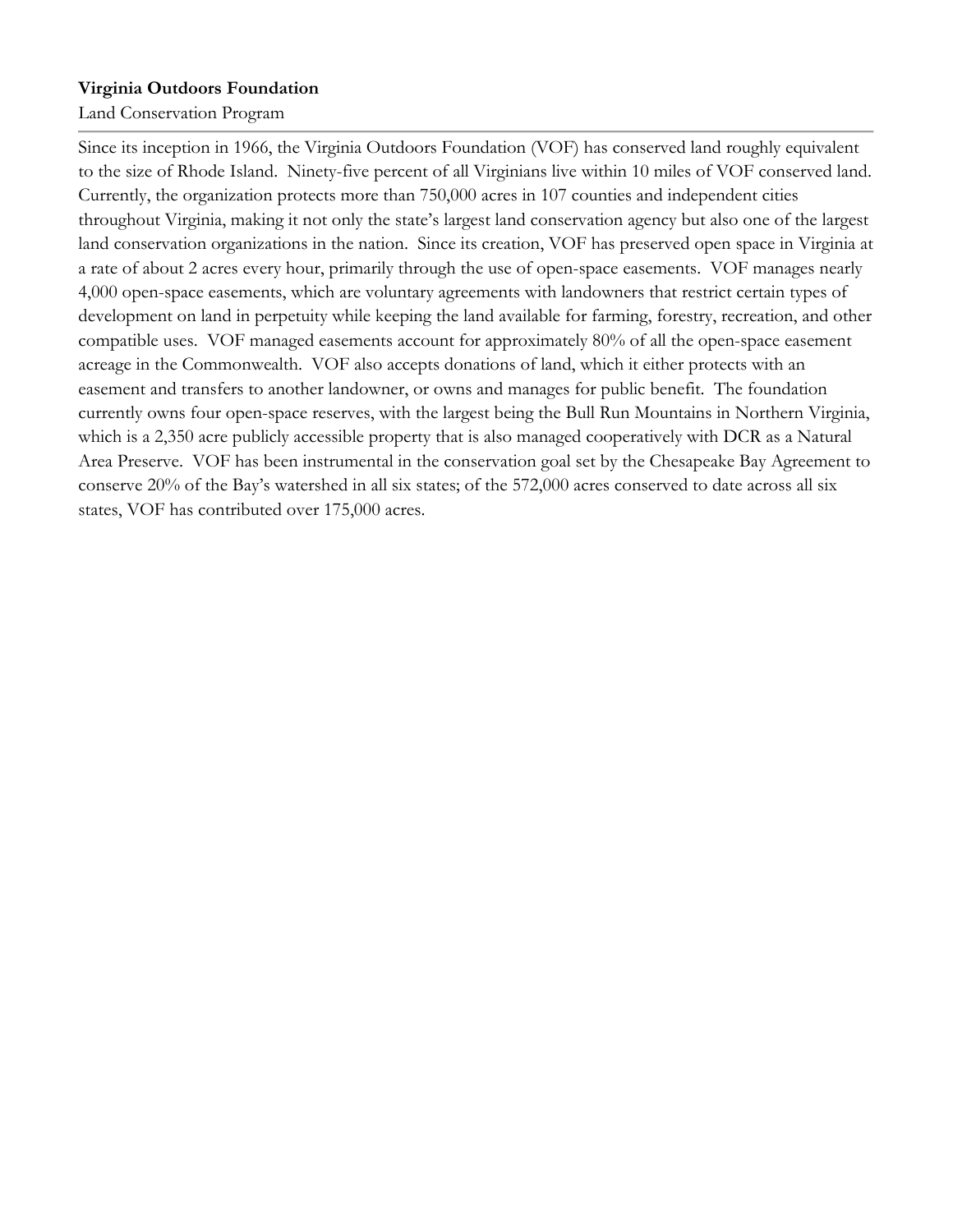**Virginia Outdoors Foundation**

Land Conservation Program

Since its inception in 1966, the Virginia Outdoors Foundation (VOF) has conserved land roughly equivalent to the size of Rhode Island. Ninety-five percent of all Virginians live within 10 miles of VOF conserved land. Currently, the organization protects more than 750,000 acres in 107 counties and independent cities throughout Virginia, making it not only the state's largest land conservation agency but also one of the largest land conservation organizations in the nation. Since its creation, VOF has preserved open space in Virginia at a rate of about 2 acres every hour, primarily through the use of open-space easements. VOF manages nearly 4,000 open-space easements, which are voluntary agreements with landowners that restrict certain types of development on land in perpetuity while keeping the land available for farming, forestry, recreation, and other compatible uses. VOF managed easements account for approximately 80% of all the open-space easement acreage in the Commonwealth. VOF also accepts donations of land, which it either protects with an easement and transfers to another landowner, or owns and manages for public benefit. The foundation currently owns four open-space reserves, with the largest being the Bull Run Mountains in Northern Virginia, which is a 2,350 acre publicly accessible property that is also managed cooperatively with DCR as a Natural Area Preserve. VOF has been instrumental in the conservation goal set by the Chesapeake Bay Agreement to conserve 20% of the Bay's watershed in all six states; of the 572,000 acres conserved to date across all six states, VOF has contributed over 175,000 acres.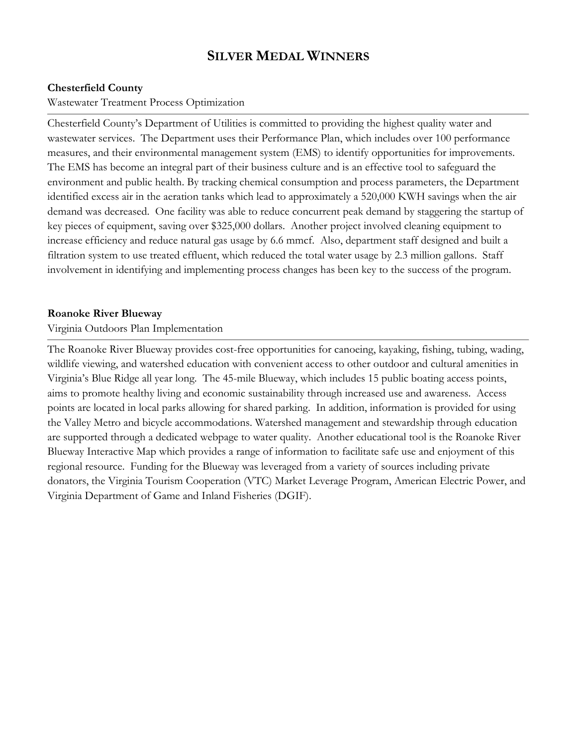# Silver Medal Winners

**Chesterfield County**

Wastewater Treatment Process Optimization

---

Chesterfield County's Department of Utilities is committed to providing the highest quality water and wastewater services. The Department uses their Performance Plan, which includes over 100 performance measures, and their environmental management system (EMS) to identify opportunities for improvements. The EMS has become an integral part of their business culture and is an effective tool to safeguard the environment and public health. By tracking chemical consumption and process parameters, the Department identified excess air in the aeration tanks which lead to approximately a 520,000 KWH savings when the air demand was decreased. One facility was able to reduce concurrent peak demand by staggering the startup of key pieces of equipment, saving over $325,000 dollars. Another project involved cleaning equipment to increase efficiency and reduce natural gas usage by 6.6 mmcf. Also, department staff designed and built a filtration system to use treated effluent, which reduced the total water usage by 2.3 million gallons. Staff involvement in identifying and implementing process changes has been key to the success of the program.

**Roanoke River Blueway**

Virginia Outdoors Plan Implementation

---

The Roanoke River Blueway provides cost-free opportunities for canoeing, kayaking, fishing, tubing, wading, wildlife viewing, and watershed education with convenient access to other outdoor and cultural amenities in Virginia's Blue Ridge all year long. The 45-mile Blueway, which includes 15 public boating access points, aims to promote healthy living and economic sustainability through increased use and awareness. Access points are located in local parks allowing for shared parking. In addition, information is provided for using the Valley Metro and bicycle accommodations. Watershed management and stewardship through education are supported through a dedicated webpage to water quality. Another educational tool is the Roanoke River Blueway Interactive Map which provides a range of information to facilitate safe use and enjoyment of this regional resource. Funding for the Blueway was leveraged from a variety of sources including private donators, the Virginia Tourism Cooperation (VTC) Market Leverage Program, American Electric Power, and Virginia Department of Game and Inland Fisheries (DGIF).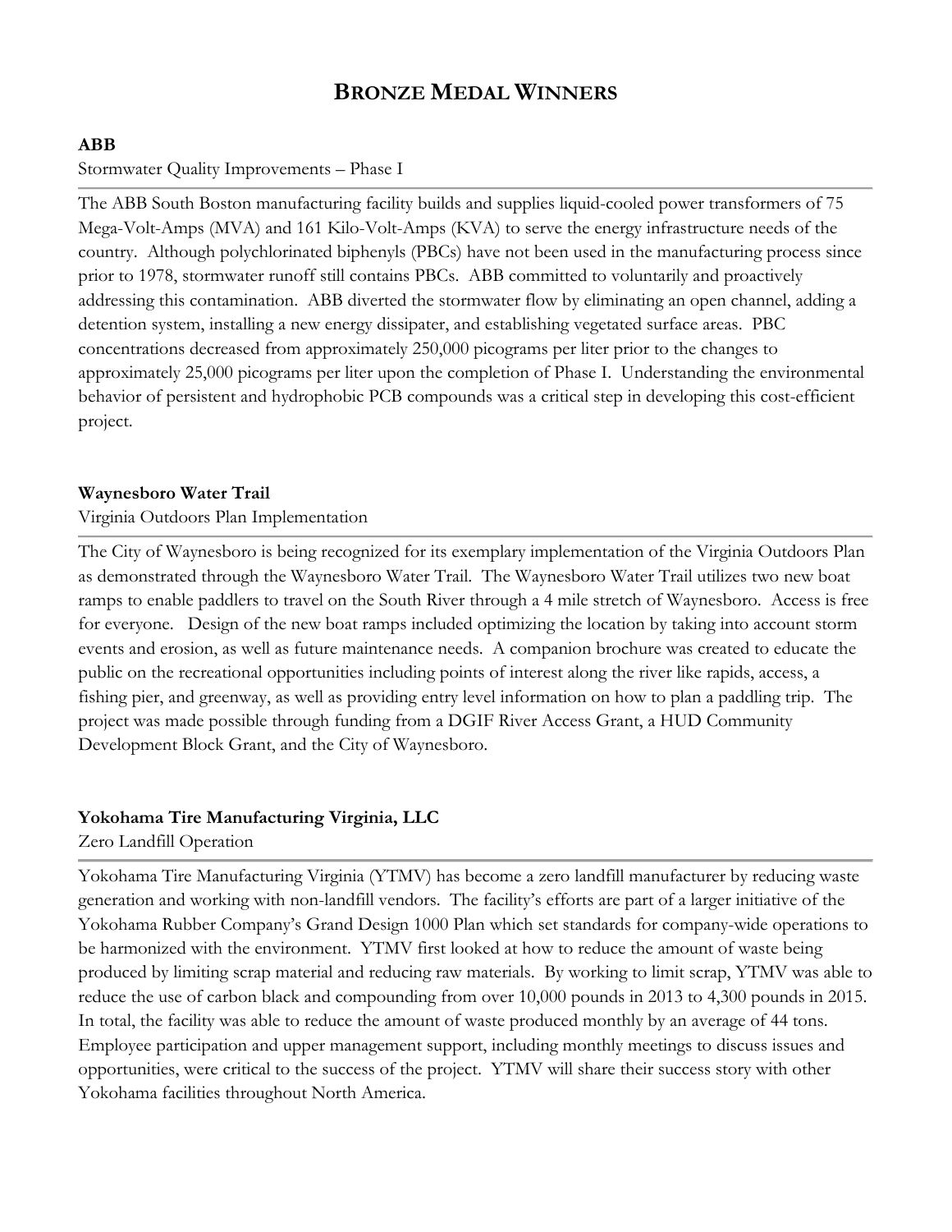# BRONZE MEDAL WINNERS

**ABB**

Stormwater Quality Improvements – Phase I

The ABB South Boston manufacturing facility builds and supplies liquid-cooled power transformers of 75 Mega-Volt-Amps (MVA) and 161 Kilo-Volt-Amps (KVA) to serve the energy infrastructure needs of the country. Although polychlorinated biphenyls (PBCs) have not been used in the manufacturing process since prior to 1978, stormwater runoff still contains PBCs. ABB committed to voluntarily and proactively addressing this contamination. ABB diverted the stormwater flow by eliminating an open channel, adding a detention system, installing a new energy dissipater, and establishing vegetated surface areas. PBC concentrations decreased from approximately 250,000 picograms per liter prior to the changes to approximately 25,000 picograms per liter upon the completion of Phase I. Understanding the environmental behavior of persistent and hydrophobic PCB compounds was a critical step in developing this cost-efficient project.

**Waynesboro Water Trail**

Virginia Outdoors Plan Implementation

The City of Waynesboro is being recognized for its exemplary implementation of the Virginia Outdoors Plan as demonstrated through the Waynesboro Water Trail. The Waynesboro Water Trail utilizes two new boat ramps to enable paddlers to travel on the South River through a 4 mile stretch of Waynesboro. Access is free for everyone. Design of the new boat ramps included optimizing the location by taking into account storm events and erosion, as well as future maintenance needs. A companion brochure was created to educate the public on the recreational opportunities including points of interest along the river like rapids, access, a fishing pier, and greenway, as well as providing entry level information on how to plan a paddling trip. The project was made possible through funding from a DGIF River Access Grant, a HUD Community Development Block Grant, and the City of Waynesboro.

**Yokohama Tire Manufacturing Virginia, LLC**

Zero Landfill Operation

Yokohama Tire Manufacturing Virginia (YTMV) has become a zero landfill manufacturer by reducing waste generation and working with non-landfill vendors. The facility's efforts are part of a larger initiative of the Yokohama Rubber Company's Grand Design 1000 Plan which set standards for company-wide operations to be harmonized with the environment. YTMV first looked at how to reduce the amount of waste being produced by limiting scrap material and reducing raw materials. By working to limit scrap, YTMV was able to reduce the use of carbon black and compounding from over 10,000 pounds in 2013 to 4,300 pounds in 2015. In total, the facility was able to reduce the amount of waste produced monthly by an average of 44 tons. Employee participation and upper management support, including monthly meetings to discuss issues and opportunities, were critical to the success of the project. YTMV will share their success story with other Yokohama facilities throughout North America.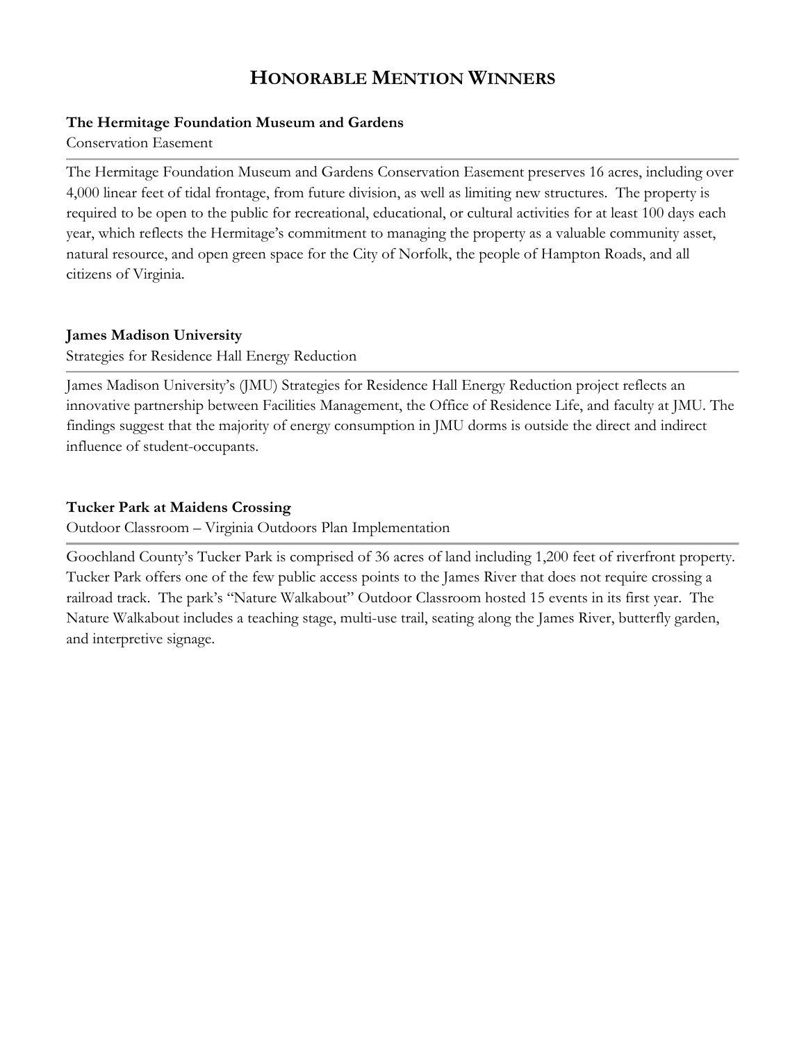## Honorable Mention Winners

**The Hermitage Foundation Museum and Gardens**

Conservation Easement

The Hermitage Foundation Museum and Gardens Conservation Easement preserves 16 acres, including over 4,000 linear feet of tidal frontage, from future division, as well as limiting new structures. The property is required to be open to the public for recreational, educational, or cultural activities for at least 100 days each year, which reflects the Hermitage's commitment to managing the property as a valuable community asset, natural resource, and open green space for the City of Norfolk, the people of Hampton Roads, and all citizens of Virginia.

**James Madison University**

Strategies for Residence Hall Energy Reduction

James Madison University's (JMU) Strategies for Residence Hall Energy Reduction project reflects an innovative partnership between Facilities Management, the Office of Residence Life, and faculty at JMU. The findings suggest that the majority of energy consumption in JMU dorms is outside the direct and indirect influence of student-occupants.

**Tucker Park at Maidens Crossing**

Outdoor Classroom – Virginia Outdoors Plan Implementation

Goochland County's Tucker Park is comprised of 36 acres of land including 1,200 feet of riverfront property. Tucker Park offers one of the few public access points to the James River that does not require crossing a railroad track. The park's "Nature Walkabout" Outdoor Classroom hosted 15 events in its first year. The Nature Walkabout includes a teaching stage, multi-use trail, seating along the James River, butterfly garden, and interpretive signage.